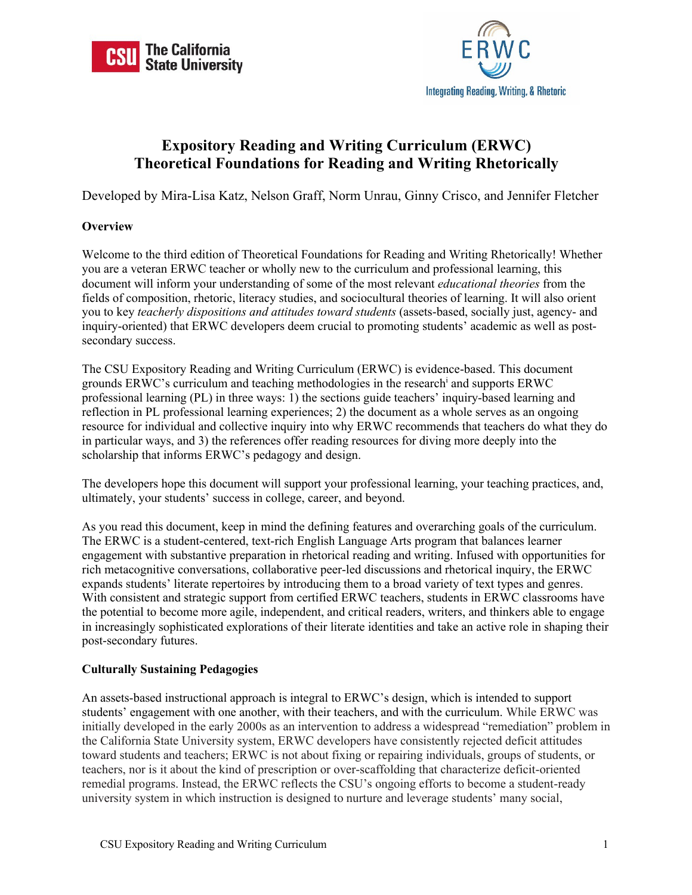# Expository Reading and Writing Curriculum (ERWC)
# Theoretical Foundations for Reading and Writing Rhetorically

Developed by Mira-Lisa Katz, Nelson Graff, Norm Unrau, Ginny Crisco, and Jennifer Fletcher

**Overview**

Welcome to the third edition of Theoretical Foundations for Reading and Writing Rhetorically! Whether you are a veteran ERWC teacher or wholly new to the curriculum and professional learning, this document will inform your understanding of some of the most relevant *educational theories* from the fields of composition, rhetoric, literacy studies, and sociocultural theories of learning. It will also orient you to key *teacherly dispositions and attitudes toward students* (assets-based, socially just, agency- and inquiry-oriented) that ERWC developers deem crucial to promoting students' academic as well as post-secondary success.

The CSU Expository Reading and Writing Curriculum (ERWC) is evidence-based. This document grounds ERWC's curriculum and teaching methodologies in the research[i] and supports ERWC professional learning (PL) in three ways: 1) the sections guide teachers' inquiry-based learning and reflection in PL professional learning experiences; 2) the document as a whole serves as an ongoing resource for individual and collective inquiry into why ERWC recommends that teachers do what they do in particular ways, and 3) the references offer reading resources for diving more deeply into the scholarship that informs ERWC's pedagogy and design.

The developers hope this document will support your professional learning, your teaching practices, and, ultimately, your students' success in college, career, and beyond.

As you read this document, keep in mind the defining features and overarching goals of the curriculum. The ERWC is a student-centered, text-rich English Language Arts program that balances learner engagement with substantive preparation in rhetorical reading and writing. Infused with opportunities for rich metacognitive conversations, collaborative peer-led discussions and rhetorical inquiry, the ERWC expands students' literate repertoires by introducing them to a broad variety of text types and genres. With consistent and strategic support from certified ERWC teachers, students in ERWC classrooms have the potential to become more agile, independent, and critical readers, writers, and thinkers able to engage in increasingly sophisticated explorations of their literate identities and take an active role in shaping their post-secondary futures.

**Culturally Sustaining Pedagogies**

An assets-based instructional approach is integral to ERWC's design, which is intended to support students' engagement with one another, with their teachers, and with the curriculum. While ERWC was initially developed in the early 2000s as an intervention to address a widespread "remediation" problem in the California State University system, ERWC developers have consistently rejected deficit attitudes toward students and teachers; ERWC is not about fixing or repairing individuals, groups of students, or teachers, nor is it about the kind of prescription or over-scaffolding that characterize deficit-oriented remedial programs. Instead, the ERWC reflects the CSU's ongoing efforts to become a student-ready university system in which instruction is designed to nurture and leverage students' many social,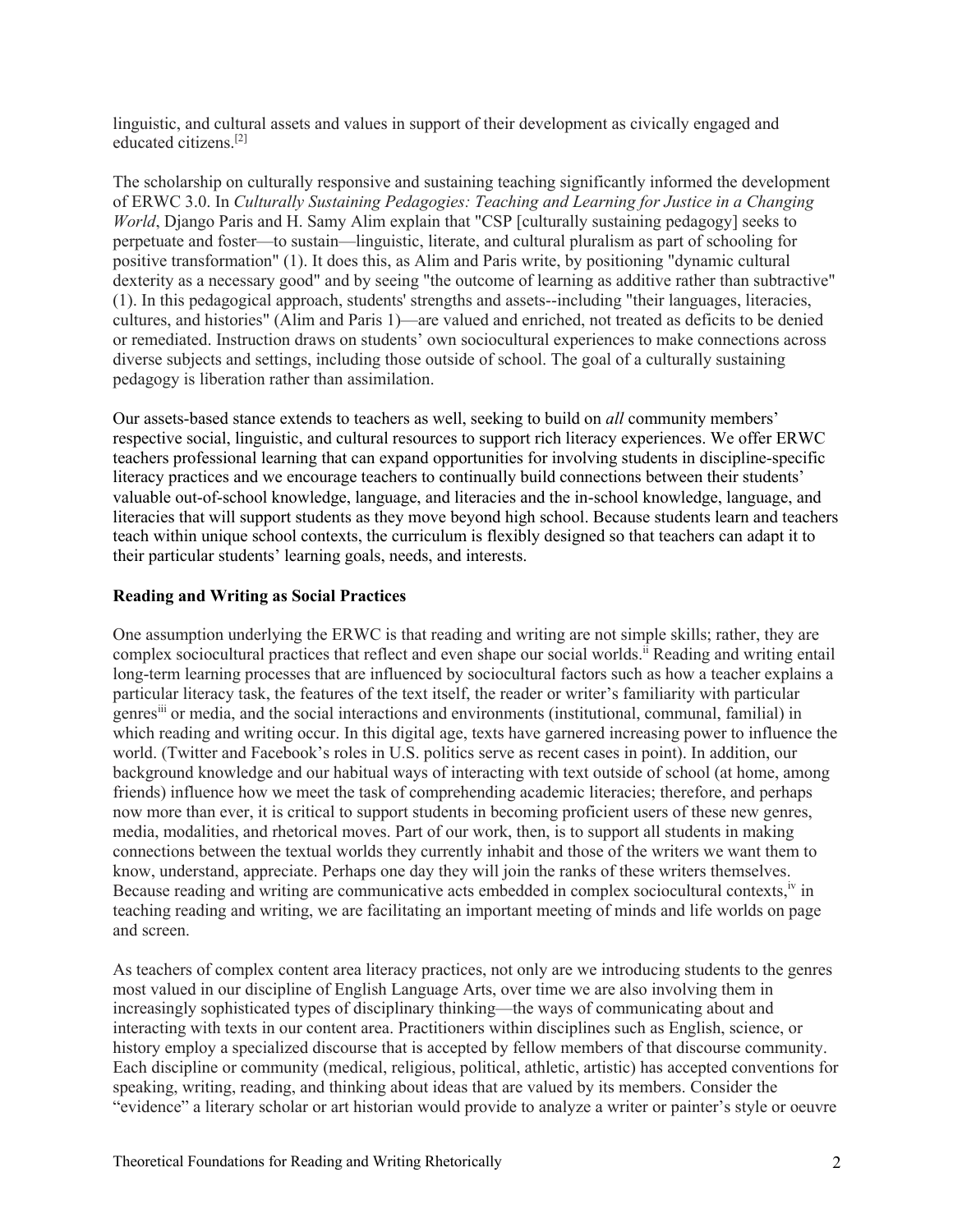linguistic, and cultural assets and values in support of their development as civically engaged and educated citizens.[2]

The scholarship on culturally responsive and sustaining teaching significantly informed the development of ERWC 3.0. In *Culturally Sustaining Pedagogies: Teaching and Learning for Justice in a Changing World*, Django Paris and H. Samy Alim explain that "CSP [culturally sustaining pedagogy] seeks to perpetuate and foster—to sustain—linguistic, literate, and cultural pluralism as part of schooling for positive transformation" (1). It does this, as Alim and Paris write, by positioning "dynamic cultural dexterity as a necessary good" and by seeing "the outcome of learning as additive rather than subtractive" (1). In this pedagogical approach, students' strengths and assets--including "their languages, literacies, cultures, and histories" (Alim and Paris 1)—are valued and enriched, not treated as deficits to be denied or remediated. Instruction draws on students' own sociocultural experiences to make connections across diverse subjects and settings, including those outside of school. The goal of a culturally sustaining pedagogy is liberation rather than assimilation.

Our assets-based stance extends to teachers as well, seeking to build on *all* community members' respective social, linguistic, and cultural resources to support rich literacy experiences. We offer ERWC teachers professional learning that can expand opportunities for involving students in discipline-specific literacy practices and we encourage teachers to continually build connections between their students' valuable out-of-school knowledge, language, and literacies and the in-school knowledge, language, and literacies that will support students as they move beyond high school. Because students learn and teachers teach within unique school contexts, the curriculum is flexibly designed so that teachers can adapt it to their particular students' learning goals, needs, and interests.

### Reading and Writing as Social Practices

One assumption underlying the ERWC is that reading and writing are not simple skills; rather, they are complex sociocultural practices that reflect and even shape our social worlds.[ii] Reading and writing entail long-term learning processes that are influenced by sociocultural factors such as how a teacher explains a particular literacy task, the features of the text itself, the reader or writer's familiarity with particular genres[iii] or media, and the social interactions and environments (institutional, communal, familial) in which reading and writing occur. In this digital age, texts have garnered increasing power to influence the world. (Twitter and Facebook's roles in U.S. politics serve as recent cases in point). In addition, our background knowledge and our habitual ways of interacting with text outside of school (at home, among friends) influence how we meet the task of comprehending academic literacies; therefore, and perhaps now more than ever, it is critical to support students in becoming proficient users of these new genres, media, modalities, and rhetorical moves. Part of our work, then, is to support all students in making connections between the textual worlds they currently inhabit and those of the writers we want them to know, understand, appreciate. Perhaps one day they will join the ranks of these writers themselves. Because reading and writing are communicative acts embedded in complex sociocultural contexts,[iv] in teaching reading and writing, we are facilitating an important meeting of minds and life worlds on page and screen.

As teachers of complex content area literacy practices, not only are we introducing students to the genres most valued in our discipline of English Language Arts, over time we are also involving them in increasingly sophisticated types of disciplinary thinking—the ways of communicating about and interacting with texts in our content area. Practitioners within disciplines such as English, science, or history employ a specialized discourse that is accepted by fellow members of that discourse community. Each discipline or community (medical, religious, political, athletic, artistic) has accepted conventions for speaking, writing, reading, and thinking about ideas that are valued by its members. Consider the "evidence" a literary scholar or art historian would provide to analyze a writer or painter's style or oeuvre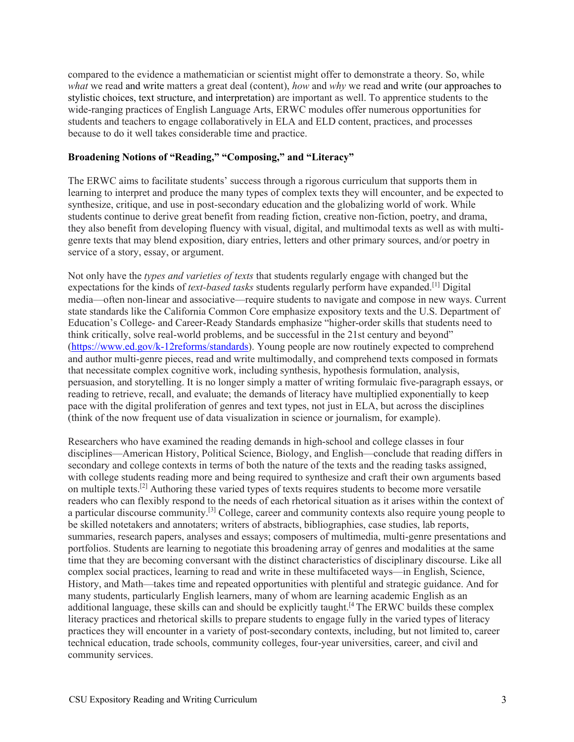compared to the evidence a mathematician or scientist might offer to demonstrate a theory. So, while *what* we read and write matters a great deal (content), *how* and *why* we read and write (our approaches to stylistic choices, text structure, and interpretation) are important as well. To apprentice students to the wide-ranging practices of English Language Arts, ERWC modules offer numerous opportunities for students and teachers to engage collaboratively in ELA and ELD content, practices, and processes because to do it well takes considerable time and practice.

**Broadening Notions of "Reading," "Composing," and "Literacy"**

The ERWC aims to facilitate students' success through a rigorous curriculum that supports them in learning to interpret and produce the many types of complex texts they will encounter, and be expected to synthesize, critique, and use in post-secondary education and the globalizing world of work. While students continue to derive great benefit from reading fiction, creative non-fiction, poetry, and drama, they also benefit from developing fluency with visual, digital, and multimodal texts as well as with multi-genre texts that may blend exposition, diary entries, letters and other primary sources, and/or poetry in service of a story, essay, or argument.

Not only have the *types and varieties of texts* that students regularly engage with changed but the expectations for the kinds of *text-based tasks* students regularly perform have expanded.[1] Digital media—often non-linear and associative—require students to navigate and compose in new ways. Current state standards like the California Common Core emphasize expository texts and the U.S. Department of Education's College- and Career-Ready Standards emphasize "higher-order skills that students need to think critically, solve real-world problems, and be successful in the 21st century and beyond" (https://www.ed.gov/k-12reforms/standards). Young people are now routinely expected to comprehend and author multi-genre pieces, read and write multimodally, and comprehend texts composed in formats that necessitate complex cognitive work, including synthesis, hypothesis formulation, analysis, persuasion, and storytelling. It is no longer simply a matter of writing formulaic five-paragraph essays, or reading to retrieve, recall, and evaluate; the demands of literacy have multiplied exponentially to keep pace with the digital proliferation of genres and text types, not just in ELA, but across the disciplines (think of the now frequent use of data visualization in science or journalism, for example).

Researchers who have examined the reading demands in high-school and college classes in four disciplines—American History, Political Science, Biology, and English—conclude that reading differs in secondary and college contexts in terms of both the nature of the texts and the reading tasks assigned, with college students reading more and being required to synthesize and craft their own arguments based on multiple texts.[2] Authoring these varied types of texts requires students to become more versatile readers who can flexibly respond to the needs of each rhetorical situation as it arises within the context of a particular discourse community.[3] College, career and community contexts also require young people to be skilled notetakers and annotaters; writers of abstracts, bibliographies, case studies, lab reports, summaries, research papers, analyses and essays; composers of multimedia, multi-genre presentations and portfolios. Students are learning to negotiate this broadening array of genres and modalities at the same time that they are becoming conversant with the distinct characteristics of disciplinary discourse. Like all complex social practices, learning to read and write in these multifaceted ways—in English, Science, History, and Math—takes time and repeated opportunities with plentiful and strategic guidance. And for many students, particularly English learners, many of whom are learning academic English as an additional language, these skills can and should be explicitly taught.[4] The ERWC builds these complex literacy practices and rhetorical skills to prepare students to engage fully in the varied types of literacy practices they will encounter in a variety of post-secondary contexts, including, but not limited to, career technical education, trade schools, community colleges, four-year universities, career, and civil and community services.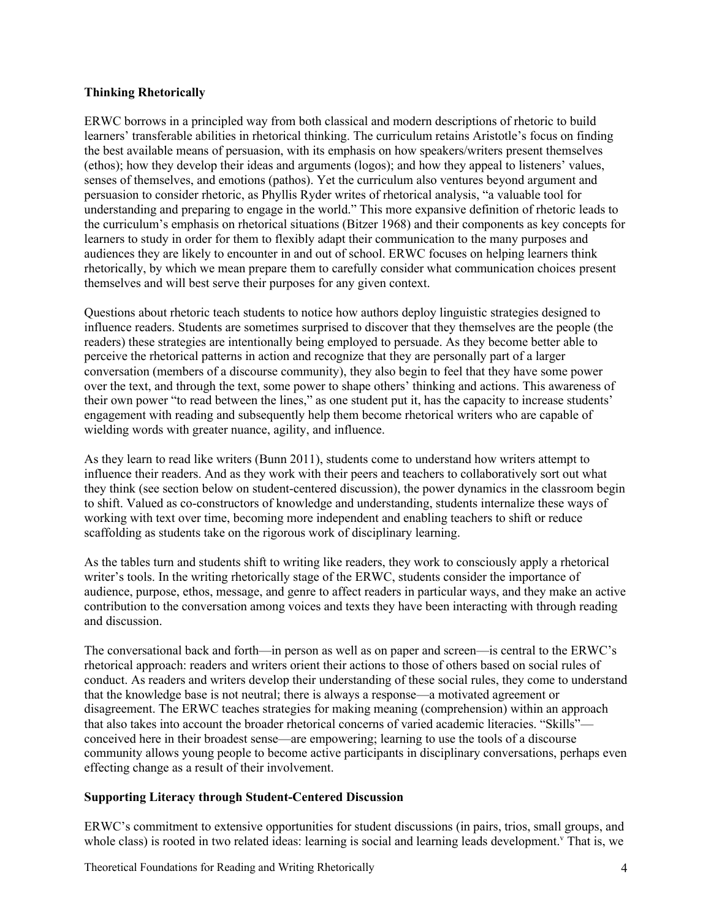**Thinking Rhetorically**

ERWC borrows in a principled way from both classical and modern descriptions of rhetoric to build learners' transferable abilities in rhetorical thinking. The curriculum retains Aristotle's focus on finding the best available means of persuasion, with its emphasis on how speakers/writers present themselves (ethos); how they develop their ideas and arguments (logos); and how they appeal to listeners' values, senses of themselves, and emotions (pathos). Yet the curriculum also ventures beyond argument and persuasion to consider rhetoric, as Phyllis Ryder writes of rhetorical analysis, "a valuable tool for understanding and preparing to engage in the world." This more expansive definition of rhetoric leads to the curriculum's emphasis on rhetorical situations (Bitzer 1968) and their components as key concepts for learners to study in order for them to flexibly adapt their communication to the many purposes and audiences they are likely to encounter in and out of school. ERWC focuses on helping learners think rhetorically, by which we mean prepare them to carefully consider what communication choices present themselves and will best serve their purposes for any given context.

Questions about rhetoric teach students to notice how authors deploy linguistic strategies designed to influence readers. Students are sometimes surprised to discover that they themselves are the people (the readers) these strategies are intentionally being employed to persuade. As they become better able to perceive the rhetorical patterns in action and recognize that they are personally part of a larger conversation (members of a discourse community), they also begin to feel that they have some power over the text, and through the text, some power to shape others' thinking and actions. This awareness of their own power "to read between the lines," as one student put it, has the capacity to increase students' engagement with reading and subsequently help them become rhetorical writers who are capable of wielding words with greater nuance, agility, and influence.

As they learn to read like writers (Bunn 2011), students come to understand how writers attempt to influence their readers. And as they work with their peers and teachers to collaboratively sort out what they think (see section below on student-centered discussion), the power dynamics in the classroom begin to shift. Valued as co-constructors of knowledge and understanding, students internalize these ways of working with text over time, becoming more independent and enabling teachers to shift or reduce scaffolding as students take on the rigorous work of disciplinary learning.

As the tables turn and students shift to writing like readers, they work to consciously apply a rhetorical writer's tools. In the writing rhetorically stage of the ERWC, students consider the importance of audience, purpose, ethos, message, and genre to affect readers in particular ways, and they make an active contribution to the conversation among voices and texts they have been interacting with through reading and discussion.

The conversational back and forth—in person as well as on paper and screen—is central to the ERWC's rhetorical approach: readers and writers orient their actions to those of others based on social rules of conduct. As readers and writers develop their understanding of these social rules, they come to understand that the knowledge base is not neutral; there is always a response—a motivated agreement or disagreement. The ERWC teaches strategies for making meaning (comprehension) within an approach that also takes into account the broader rhetorical concerns of varied academic literacies. "Skills"—conceived here in their broadest sense—are empowering; learning to use the tools of a discourse community allows young people to become active participants in disciplinary conversations, perhaps even effecting change as a result of their involvement.

**Supporting Literacy through Student-Centered Discussion**

ERWC's commitment to extensive opportunities for student discussions (in pairs, trios, small groups, and whole class) is rooted in two related ideas: learning is social and learning leads development.[v] That is, we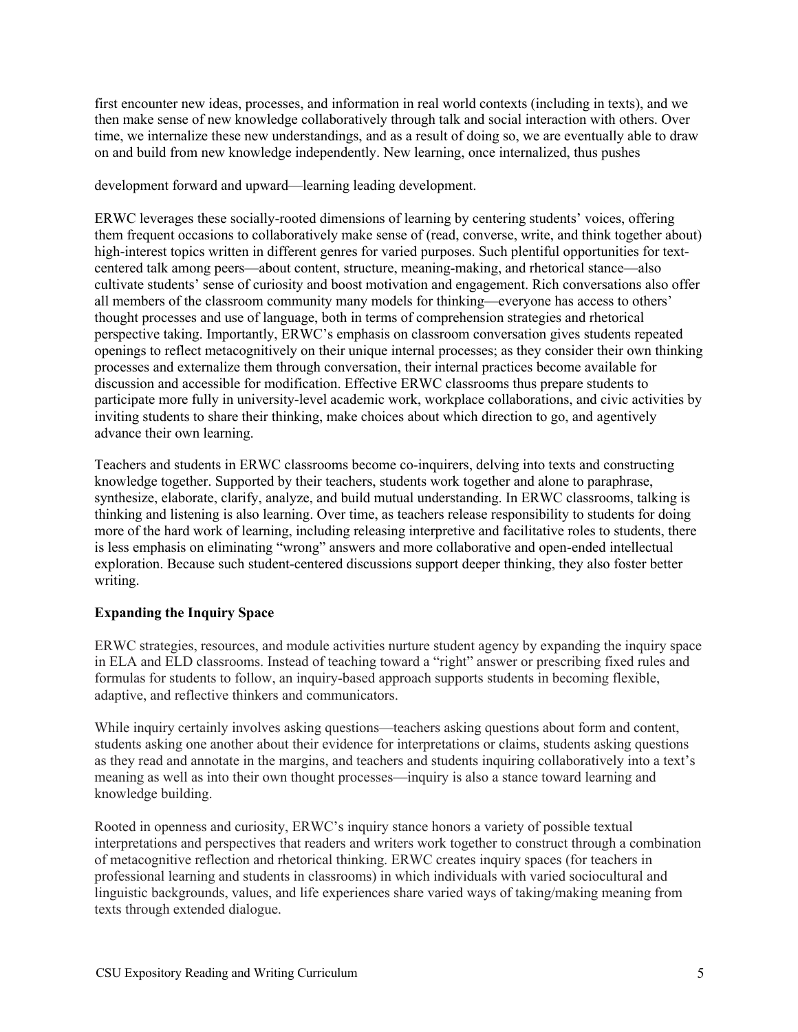first encounter new ideas, processes, and information in real world contexts (including in texts), and we then make sense of new knowledge collaboratively through talk and social interaction with others. Over time, we internalize these new understandings, and as a result of doing so, we are eventually able to draw on and build from new knowledge independently. New learning, once internalized, thus pushes

development forward and upward—learning leading development.

ERWC leverages these socially-rooted dimensions of learning by centering students' voices, offering them frequent occasions to collaboratively make sense of (read, converse, write, and think together about) high-interest topics written in different genres for varied purposes. Such plentiful opportunities for text-centered talk among peers—about content, structure, meaning-making, and rhetorical stance—also cultivate students' sense of curiosity and boost motivation and engagement. Rich conversations also offer all members of the classroom community many models for thinking—everyone has access to others' thought processes and use of language, both in terms of comprehension strategies and rhetorical perspective taking. Importantly, ERWC's emphasis on classroom conversation gives students repeated openings to reflect metacognitively on their unique internal processes; as they consider their own thinking processes and externalize them through conversation, their internal practices become available for discussion and accessible for modification. Effective ERWC classrooms thus prepare students to participate more fully in university-level academic work, workplace collaborations, and civic activities by inviting students to share their thinking, make choices about which direction to go, and agentively advance their own learning.

Teachers and students in ERWC classrooms become co-inquirers, delving into texts and constructing knowledge together. Supported by their teachers, students work together and alone to paraphrase, synthesize, elaborate, clarify, analyze, and build mutual understanding. In ERWC classrooms, talking is thinking and listening is also learning. Over time, as teachers release responsibility to students for doing more of the hard work of learning, including releasing interpretive and facilitative roles to students, there is less emphasis on eliminating "wrong" answers and more collaborative and open-ended intellectual exploration. Because such student-centered discussions support deeper thinking, they also foster better writing.

**Expanding the Inquiry Space**

ERWC strategies, resources, and module activities nurture student agency by expanding the inquiry space in ELA and ELD classrooms. Instead of teaching toward a "right" answer or prescribing fixed rules and formulas for students to follow, an inquiry-based approach supports students in becoming flexible, adaptive, and reflective thinkers and communicators.

While inquiry certainly involves asking questions—teachers asking questions about form and content, students asking one another about their evidence for interpretations or claims, students asking questions as they read and annotate in the margins, and teachers and students inquiring collaboratively into a text's meaning as well as into their own thought processes—inquiry is also a stance toward learning and knowledge building.

Rooted in openness and curiosity, ERWC's inquiry stance honors a variety of possible textual interpretations and perspectives that readers and writers work together to construct through a combination of metacognitive reflection and rhetorical thinking. ERWC creates inquiry spaces (for teachers in professional learning and students in classrooms) in which individuals with varied sociocultural and linguistic backgrounds, values, and life experiences share varied ways of taking/making meaning from texts through extended dialogue.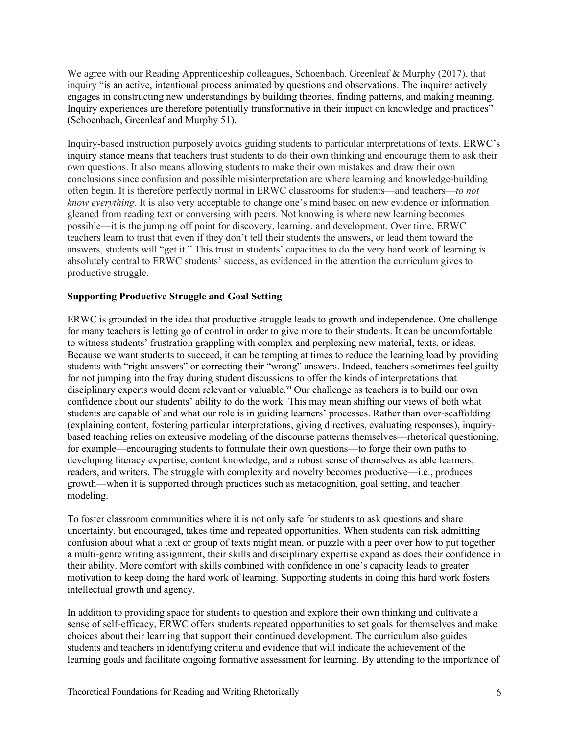We agree with our Reading Apprenticeship colleagues, Schoenbach, Greenleaf & Murphy (2017), that inquiry "is an active, intentional process animated by questions and observations. The inquirer actively engages in constructing new understandings by building theories, finding patterns, and making meaning. Inquiry experiences are therefore potentially transformative in their impact on knowledge and practices" (Schoenbach, Greenleaf and Murphy 51).

Inquiry-based instruction purposely avoids guiding students to particular interpretations of texts. ERWC's inquiry stance means that teachers trust students to do their own thinking and encourage them to ask their own questions. It also means allowing students to make their own mistakes and draw their own conclusions since confusion and possible misinterpretation are where learning and knowledge-building often begin. It is therefore perfectly normal in ERWC classrooms for students—and teachers—*to not know everything*. It is also very acceptable to change one's mind based on new evidence or information gleaned from reading text or conversing with peers. Not knowing is where new learning becomes possible—it is the jumping off point for discovery, learning, and development. Over time, ERWC teachers learn to trust that even if they don't tell their students the answers, or lead them toward the answers, students will "get it." This trust in students' capacities to do the very hard work of learning is absolutely central to ERWC students' success, as evidenced in the attention the curriculum gives to productive struggle.

**Supporting Productive Struggle and Goal Setting**

ERWC is grounded in the idea that productive struggle leads to growth and independence. One challenge for many teachers is letting go of control in order to give more to their students. It can be uncomfortable to witness students' frustration grappling with complex and perplexing new material, texts, or ideas. Because we want students to succeed, it can be tempting at times to reduce the learning load by providing students with "right answers" or correcting their "wrong" answers. Indeed, teachers sometimes feel guilty for not jumping into the fray during student discussions to offer the kinds of interpretations that disciplinary experts would deem relevant or valuable.[vi] Our challenge as teachers is to build our own confidence about our students' ability to do the work. This may mean shifting our views of both what students are capable of and what our role is in guiding learners' processes. Rather than over-scaffolding (explaining content, fostering particular interpretations, giving directives, evaluating responses), inquiry-based teaching relies on extensive modeling of the discourse patterns themselves—rhetorical questioning, for example—encouraging students to formulate their own questions—to forge their own paths to developing literacy expertise, content knowledge, and a robust sense of themselves as able learners, readers, and writers. The struggle with complexity and novelty becomes productive—i.e., produces growth—when it is supported through practices such as metacognition, goal setting, and teacher modeling.

To foster classroom communities where it is not only safe for students to ask questions and share uncertainty, but encouraged, takes time and repeated opportunities. When students can risk admitting confusion about what a text or group of texts might mean, or puzzle with a peer over how to put together a multi-genre writing assignment, their skills and disciplinary expertise expand as does their confidence in their ability. More comfort with skills combined with confidence in one's capacity leads to greater motivation to keep doing the hard work of learning. Supporting students in doing this hard work fosters intellectual growth and agency.

In addition to providing space for students to question and explore their own thinking and cultivate a sense of self-efficacy, ERWC offers students repeated opportunities to set goals for themselves and make choices about their learning that support their continued development. The curriculum also guides students and teachers in identifying criteria and evidence that will indicate the achievement of the learning goals and facilitate ongoing formative assessment for learning. By attending to the importance of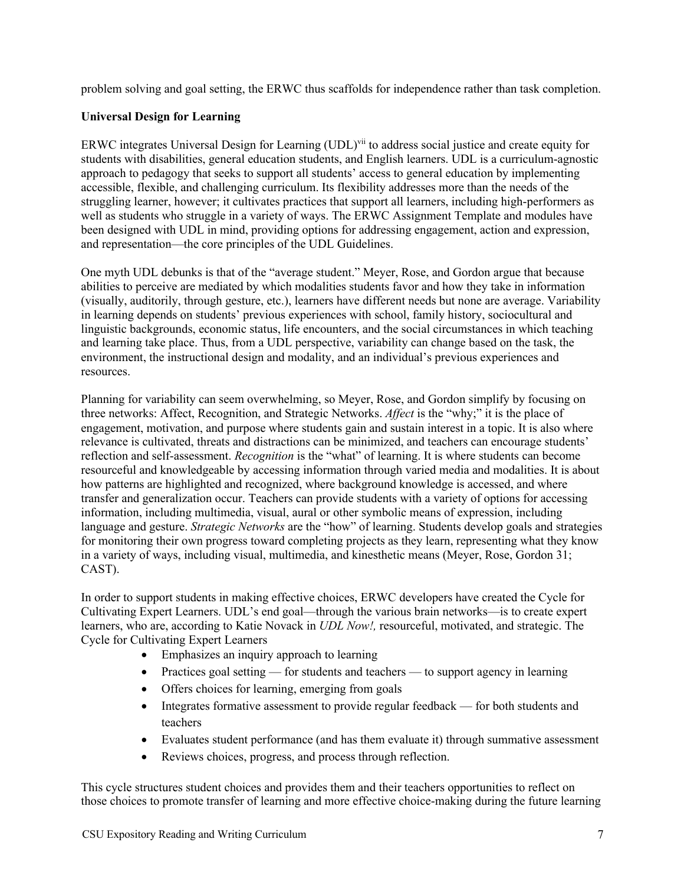problem solving and goal setting, the ERWC thus scaffolds for independence rather than task completion.

**Universal Design for Learning**

ERWC integrates Universal Design for Learning (UDL)[vii] to address social justice and create equity for students with disabilities, general education students, and English learners. UDL is a curriculum-agnostic approach to pedagogy that seeks to support all students' access to general education by implementing accessible, flexible, and challenging curriculum. Its flexibility addresses more than the needs of the struggling learner, however; it cultivates practices that support all learners, including high-performers as well as students who struggle in a variety of ways. The ERWC Assignment Template and modules have been designed with UDL in mind, providing options for addressing engagement, action and expression, and representation—the core principles of the UDL Guidelines.

One myth UDL debunks is that of the "average student." Meyer, Rose, and Gordon argue that because abilities to perceive are mediated by which modalities students favor and how they take in information (visually, auditorily, through gesture, etc.), learners have different needs but none are average. Variability in learning depends on students' previous experiences with school, family history, sociocultural and linguistic backgrounds, economic status, life encounters, and the social circumstances in which teaching and learning take place. Thus, from a UDL perspective, variability can change based on the task, the environment, the instructional design and modality, and an individual's previous experiences and resources.

Planning for variability can seem overwhelming, so Meyer, Rose, and Gordon simplify by focusing on three networks: Affect, Recognition, and Strategic Networks. *Affect* is the "why;" it is the place of engagement, motivation, and purpose where students gain and sustain interest in a topic. It is also where relevance is cultivated, threats and distractions can be minimized, and teachers can encourage students' reflection and self-assessment. *Recognition* is the "what" of learning. It is where students can become resourceful and knowledgeable by accessing information through varied media and modalities. It is about how patterns are highlighted and recognized, where background knowledge is accessed, and where transfer and generalization occur. Teachers can provide students with a variety of options for accessing information, including multimedia, visual, aural or other symbolic means of expression, including language and gesture. *Strategic Networks* are the "how" of learning. Students develop goals and strategies for monitoring their own progress toward completing projects as they learn, representing what they know in a variety of ways, including visual, multimedia, and kinesthetic means (Meyer, Rose, Gordon 31; CAST).

In order to support students in making effective choices, ERWC developers have created the Cycle for Cultivating Expert Learners. UDL's end goal—through the various brain networks—is to create expert learners, who are, according to Katie Novack in *UDL Now!,* resourceful, motivated, and strategic. The Cycle for Cultivating Expert Learners

- Emphasizes an inquiry approach to learning
- Practices goal setting — for students and teachers — to support agency in learning
- Offers choices for learning, emerging from goals
- Integrates formative assessment to provide regular feedback — for both students and teachers
- Evaluates student performance (and has them evaluate it) through summative assessment
- Reviews choices, progress, and process through reflection.

This cycle structures student choices and provides them and their teachers opportunities to reflect on those choices to promote transfer of learning and more effective choice-making during the future learning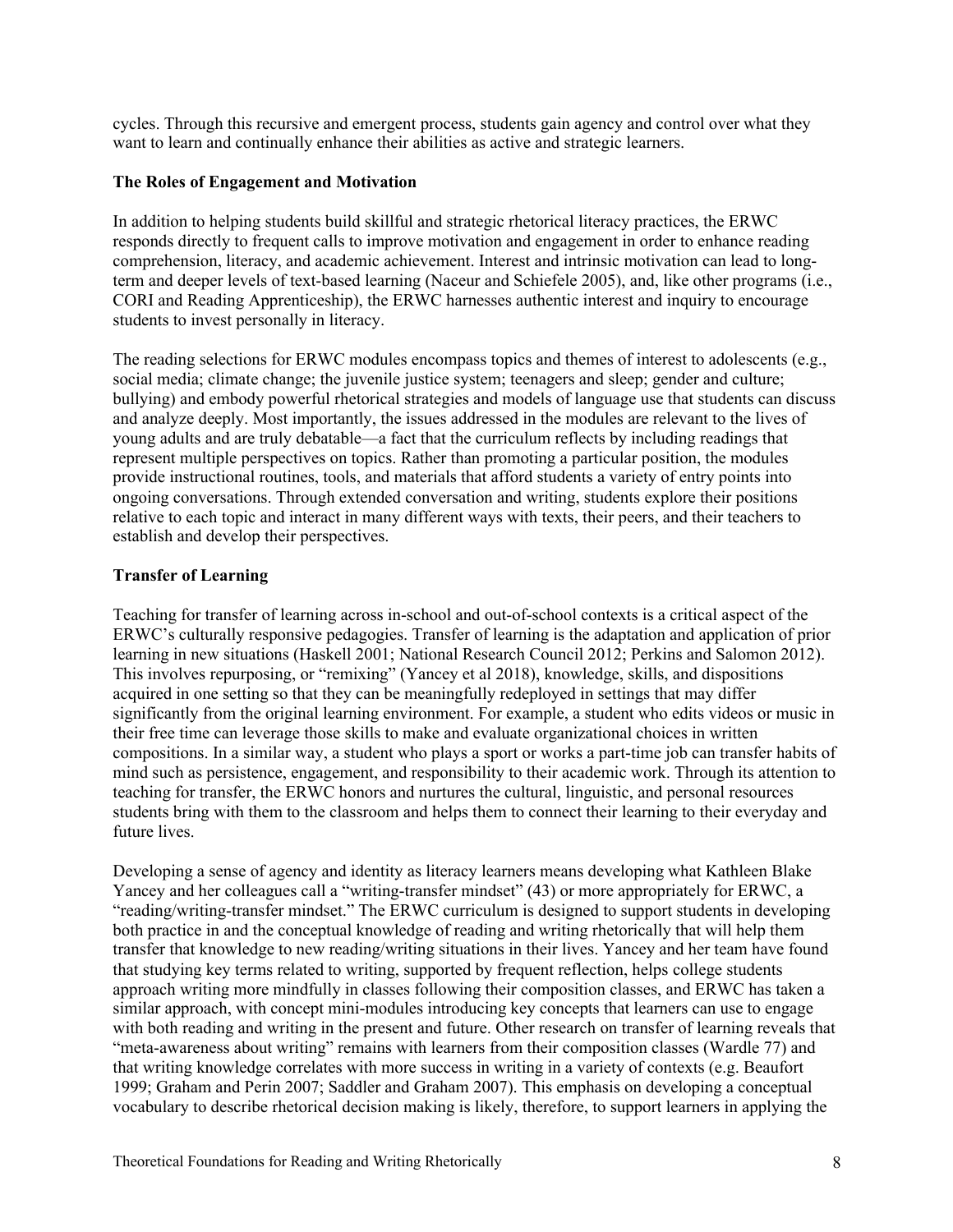cycles. Through this recursive and emergent process, students gain agency and control over what they want to learn and continually enhance their abilities as active and strategic learners.

### The Roles of Engagement and Motivation

In addition to helping students build skillful and strategic rhetorical literacy practices, the ERWC responds directly to frequent calls to improve motivation and engagement in order to enhance reading comprehension, literacy, and academic achievement. Interest and intrinsic motivation can lead to long-term and deeper levels of text-based learning (Naceur and Schiefele 2005), and, like other programs (i.e., CORI and Reading Apprenticeship), the ERWC harnesses authentic interest and inquiry to encourage students to invest personally in literacy.

The reading selections for ERWC modules encompass topics and themes of interest to adolescents (e.g., social media; climate change; the juvenile justice system; teenagers and sleep; gender and culture; bullying) and embody powerful rhetorical strategies and models of language use that students can discuss and analyze deeply. Most importantly, the issues addressed in the modules are relevant to the lives of young adults and are truly debatable—a fact that the curriculum reflects by including readings that represent multiple perspectives on topics. Rather than promoting a particular position, the modules provide instructional routines, tools, and materials that afford students a variety of entry points into ongoing conversations. Through extended conversation and writing, students explore their positions relative to each topic and interact in many different ways with texts, their peers, and their teachers to establish and develop their perspectives.

### Transfer of Learning

Teaching for transfer of learning across in-school and out-of-school contexts is a critical aspect of the ERWC's culturally responsive pedagogies. Transfer of learning is the adaptation and application of prior learning in new situations (Haskell 2001; National Research Council 2012; Perkins and Salomon 2012). This involves repurposing, or "remixing" (Yancey et al 2018), knowledge, skills, and dispositions acquired in one setting so that they can be meaningfully redeployed in settings that may differ significantly from the original learning environment. For example, a student who edits videos or music in their free time can leverage those skills to make and evaluate organizational choices in written compositions. In a similar way, a student who plays a sport or works a part-time job can transfer habits of mind such as persistence, engagement, and responsibility to their academic work. Through its attention to teaching for transfer, the ERWC honors and nurtures the cultural, linguistic, and personal resources students bring with them to the classroom and helps them to connect their learning to their everyday and future lives.

Developing a sense of agency and identity as literacy learners means developing what Kathleen Blake Yancey and her colleagues call a "writing-transfer mindset" (43) or more appropriately for ERWC, a "reading/writing-transfer mindset." The ERWC curriculum is designed to support students in developing both practice in and the conceptual knowledge of reading and writing rhetorically that will help them transfer that knowledge to new reading/writing situations in their lives. Yancey and her team have found that studying key terms related to writing, supported by frequent reflection, helps college students approach writing more mindfully in classes following their composition classes, and ERWC has taken a similar approach, with concept mini-modules introducing key concepts that learners can use to engage with both reading and writing in the present and future. Other research on transfer of learning reveals that "meta-awareness about writing" remains with learners from their composition classes (Wardle 77) and that writing knowledge correlates with more success in writing in a variety of contexts (e.g. Beaufort 1999; Graham and Perin 2007; Saddler and Graham 2007). This emphasis on developing a conceptual vocabulary to describe rhetorical decision making is likely, therefore, to support learners in applying the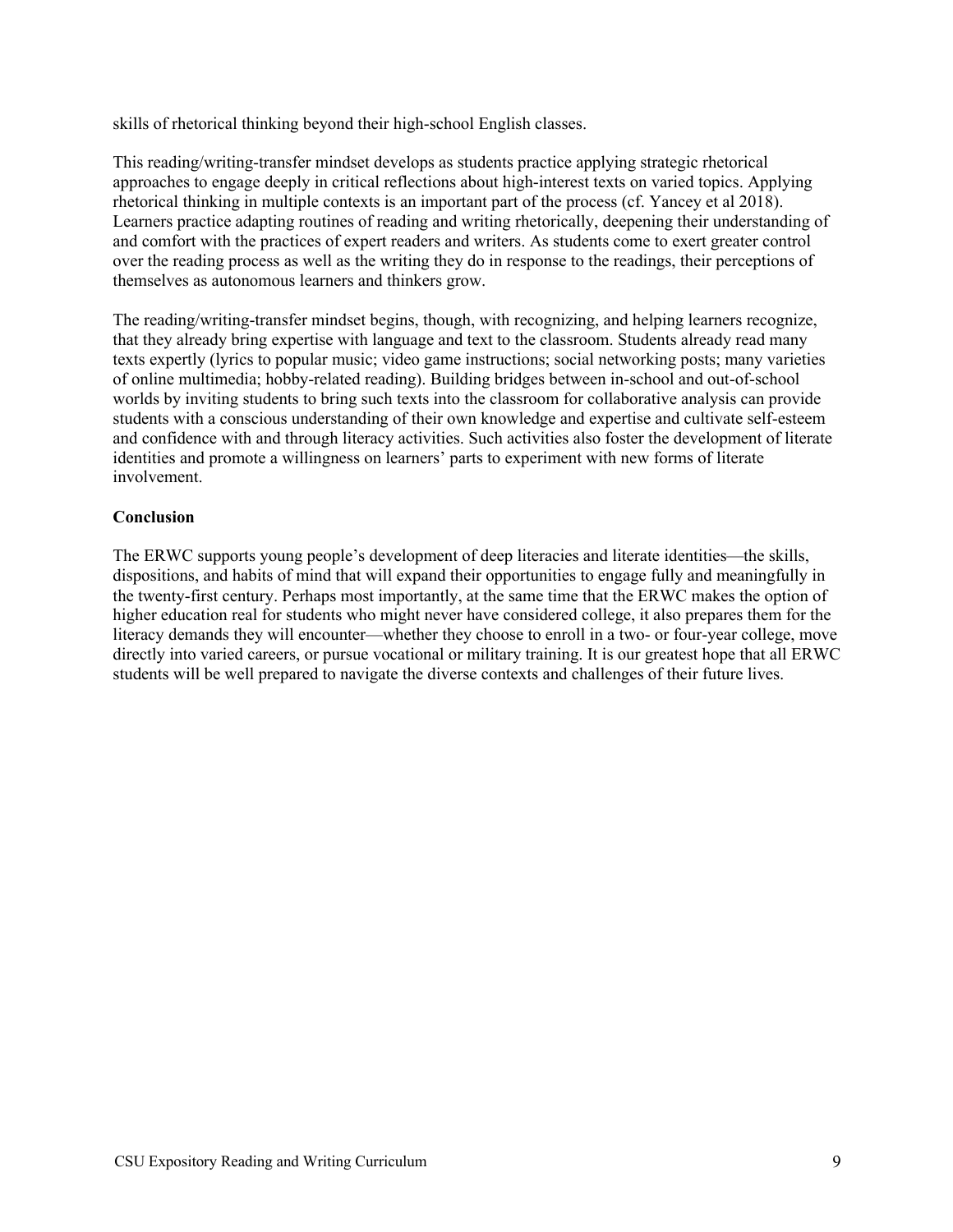skills of rhetorical thinking beyond their high-school English classes.

This reading/writing-transfer mindset develops as students practice applying strategic rhetorical approaches to engage deeply in critical reflections about high-interest texts on varied topics. Applying rhetorical thinking in multiple contexts is an important part of the process (cf. Yancey et al 2018). Learners practice adapting routines of reading and writing rhetorically, deepening their understanding of and comfort with the practices of expert readers and writers. As students come to exert greater control over the reading process as well as the writing they do in response to the readings, their perceptions of themselves as autonomous learners and thinkers grow.

The reading/writing-transfer mindset begins, though, with recognizing, and helping learners recognize, that they already bring expertise with language and text to the classroom. Students already read many texts expertly (lyrics to popular music; video game instructions; social networking posts; many varieties of online multimedia; hobby-related reading). Building bridges between in-school and out-of-school worlds by inviting students to bring such texts into the classroom for collaborative analysis can provide students with a conscious understanding of their own knowledge and expertise and cultivate self-esteem and confidence with and through literacy activities. Such activities also foster the development of literate identities and promote a willingness on learners' parts to experiment with new forms of literate involvement.

**Conclusion**

The ERWC supports young people's development of deep literacies and literate identities—the skills, dispositions, and habits of mind that will expand their opportunities to engage fully and meaningfully in the twenty-first century. Perhaps most importantly, at the same time that the ERWC makes the option of higher education real for students who might never have considered college, it also prepares them for the literacy demands they will encounter—whether they choose to enroll in a two- or four-year college, move directly into varied careers, or pursue vocational or military training. It is our greatest hope that all ERWC students will be well prepared to navigate the diverse contexts and challenges of their future lives.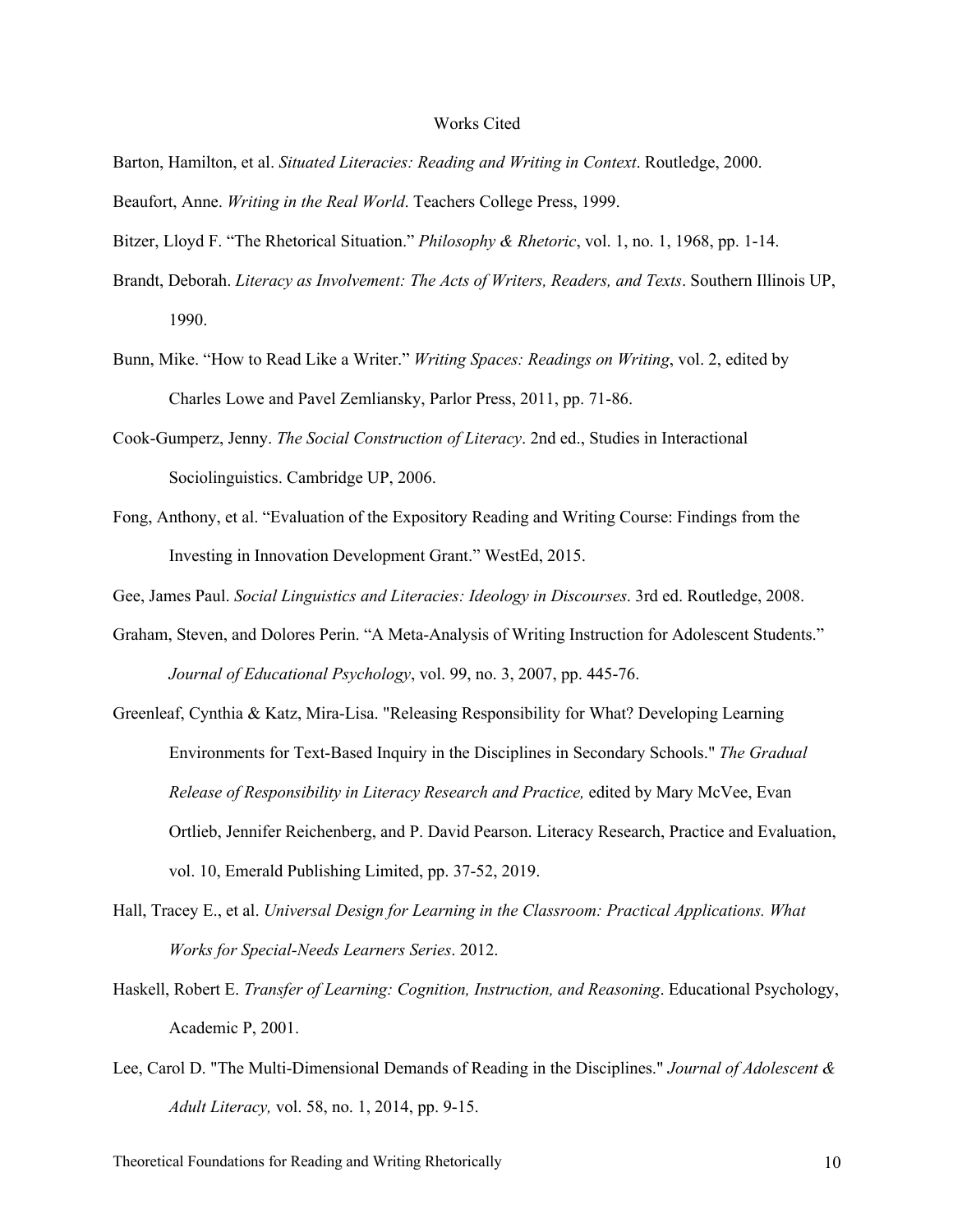# Works Cited

Barton, Hamilton, et al. *Situated Literacies: Reading and Writing in Context*. Routledge, 2000.

Beaufort, Anne. *Writing in the Real World*. Teachers College Press, 1999.

Bitzer, Lloyd F. "The Rhetorical Situation." *Philosophy & Rhetoric*, vol. 1, no. 1, 1968, pp. 1-14.

Brandt, Deborah. *Literacy as Involvement: The Acts of Writers, Readers, and Texts*. Southern Illinois UP, 1990.

Bunn, Mike. "How to Read Like a Writer." *Writing Spaces: Readings on Writing*, vol. 2, edited by Charles Lowe and Pavel Zemliansky, Parlor Press, 2011, pp. 71-86.

Cook-Gumperz, Jenny. *The Social Construction of Literacy*. 2nd ed., Studies in Interactional Sociolinguistics. Cambridge UP, 2006.

Fong, Anthony, et al. "Evaluation of the Expository Reading and Writing Course: Findings from the Investing in Innovation Development Grant." WestEd, 2015.

Gee, James Paul. *Social Linguistics and Literacies: Ideology in Discourses*. 3rd ed. Routledge, 2008.

Graham, Steven, and Dolores Perin. "A Meta-Analysis of Writing Instruction for Adolescent Students." *Journal of Educational Psychology*, vol. 99, no. 3, 2007, pp. 445-76.

Greenleaf, Cynthia & Katz, Mira-Lisa. "Releasing Responsibility for What? Developing Learning Environments for Text-Based Inquiry in the Disciplines in Secondary Schools." *The Gradual Release of Responsibility in Literacy Research and Practice,* edited by Mary McVee, Evan Ortlieb, Jennifer Reichenberg, and P. David Pearson. Literacy Research, Practice and Evaluation, vol. 10, Emerald Publishing Limited, pp. 37-52, 2019.

Hall, Tracey E., et al. *Universal Design for Learning in the Classroom: Practical Applications. What Works for Special-Needs Learners Series*. 2012.

Haskell, Robert E. *Transfer of Learning: Cognition, Instruction, and Reasoning*. Educational Psychology, Academic P, 2001.

Lee, Carol D. "The Multi-Dimensional Demands of Reading in the Disciplines." *Journal of Adolescent & Adult Literacy,* vol. 58, no. 1, 2014, pp. 9-15.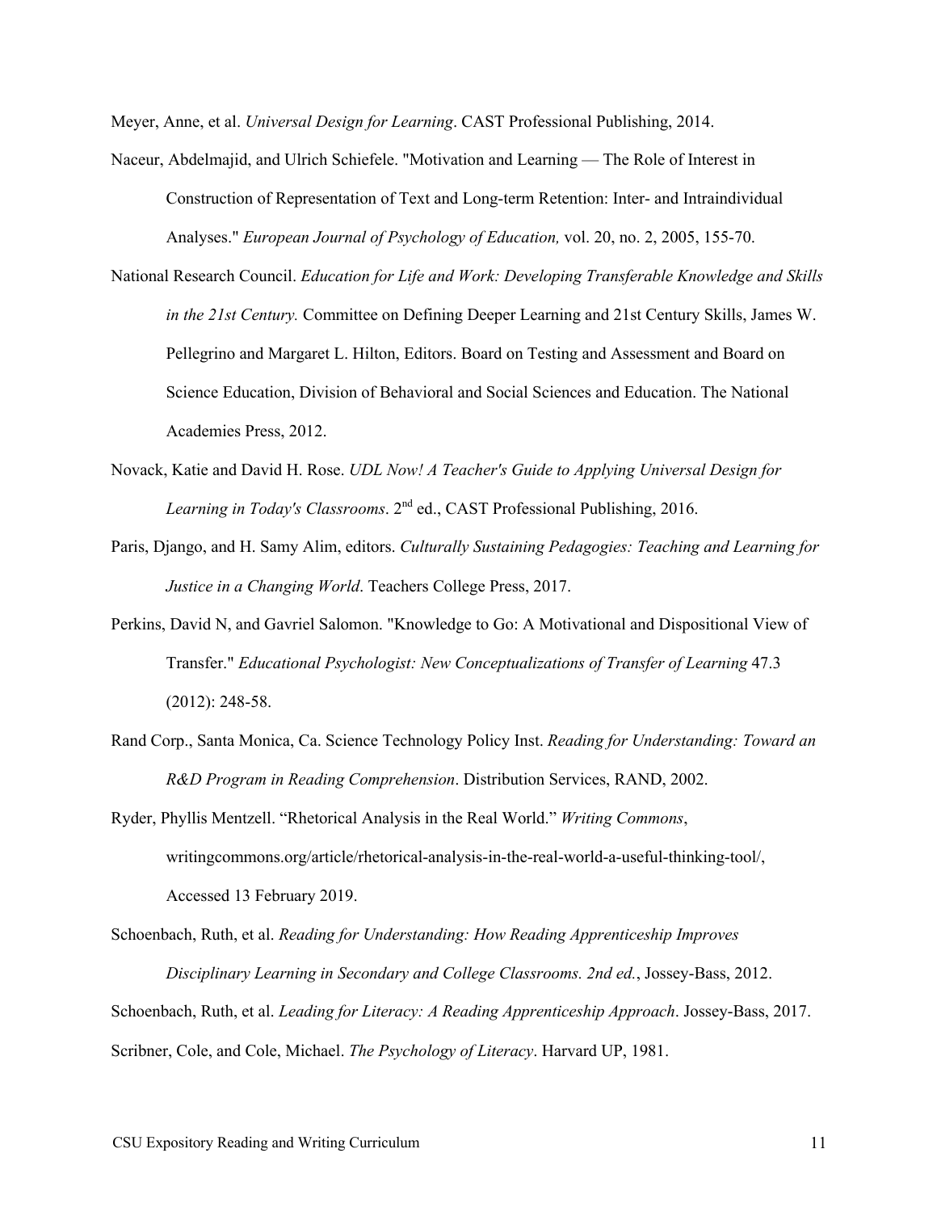Meyer, Anne, et al. *Universal Design for Learning*. CAST Professional Publishing, 2014.

Naceur, Abdelmajid, and Ulrich Schiefele. "Motivation and Learning — The Role of Interest in Construction of Representation of Text and Long-term Retention: Inter- and Intraindividual Analyses." *European Journal of Psychology of Education,* vol. 20, no. 2, 2005, 155-70.

National Research Council. *Education for Life and Work: Developing Transferable Knowledge and Skills in the 21st Century.* Committee on Defining Deeper Learning and 21st Century Skills, James W. Pellegrino and Margaret L. Hilton, Editors. Board on Testing and Assessment and Board on Science Education, Division of Behavioral and Social Sciences and Education. The National Academies Press, 2012.

Novack, Katie and David H. Rose. *UDL Now! A Teacher's Guide to Applying Universal Design for Learning in Today's Classrooms*. 2nd ed., CAST Professional Publishing, 2016.

Paris, Django, and H. Samy Alim, editors. *Culturally Sustaining Pedagogies: Teaching and Learning for Justice in a Changing World*. Teachers College Press, 2017.

Perkins, David N, and Gavriel Salomon. "Knowledge to Go: A Motivational and Dispositional View of Transfer." *Educational Psychologist: New Conceptualizations of Transfer of Learning* 47.3 (2012): 248-58.

Rand Corp., Santa Monica, Ca. Science Technology Policy Inst. *Reading for Understanding: Toward an R&D Program in Reading Comprehension*. Distribution Services, RAND, 2002.

Ryder, Phyllis Mentzell. "Rhetorical Analysis in the Real World." *Writing Commons*, writingcommons.org/article/rhetorical-analysis-in-the-real-world-a-useful-thinking-tool/, Accessed 13 February 2019.

Schoenbach, Ruth, et al. *Reading for Understanding: How Reading Apprenticeship Improves Disciplinary Learning in Secondary and College Classrooms. 2nd ed.*, Jossey-Bass, 2012.

Schoenbach, Ruth, et al. *Leading for Literacy: A Reading Apprenticeship Approach*. Jossey-Bass, 2017.

Scribner, Cole, and Cole, Michael. *The Psychology of Literacy*. Harvard UP, 1981.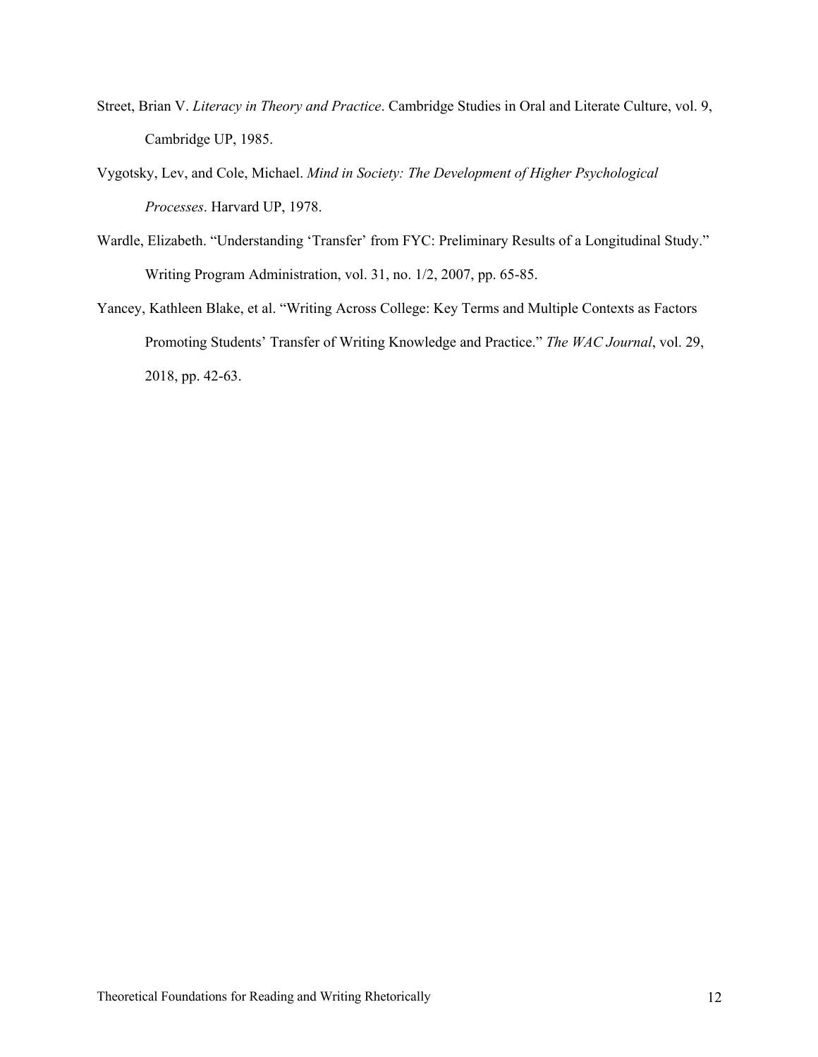Street, Brian V. *Literacy in Theory and Practice*. Cambridge Studies in Oral and Literate Culture, vol. 9, Cambridge UP, 1985.

Vygotsky, Lev, and Cole, Michael. *Mind in Society: The Development of Higher Psychological Processes*. Harvard UP, 1978.

Wardle, Elizabeth. "Understanding 'Transfer' from FYC: Preliminary Results of a Longitudinal Study." Writing Program Administration, vol. 31, no. 1/2, 2007, pp. 65-85.

Yancey, Kathleen Blake, et al. "Writing Across College: Key Terms and Multiple Contexts as Factors Promoting Students' Transfer of Writing Knowledge and Practice." *The WAC Journal*, vol. 29, 2018, pp. 42-63.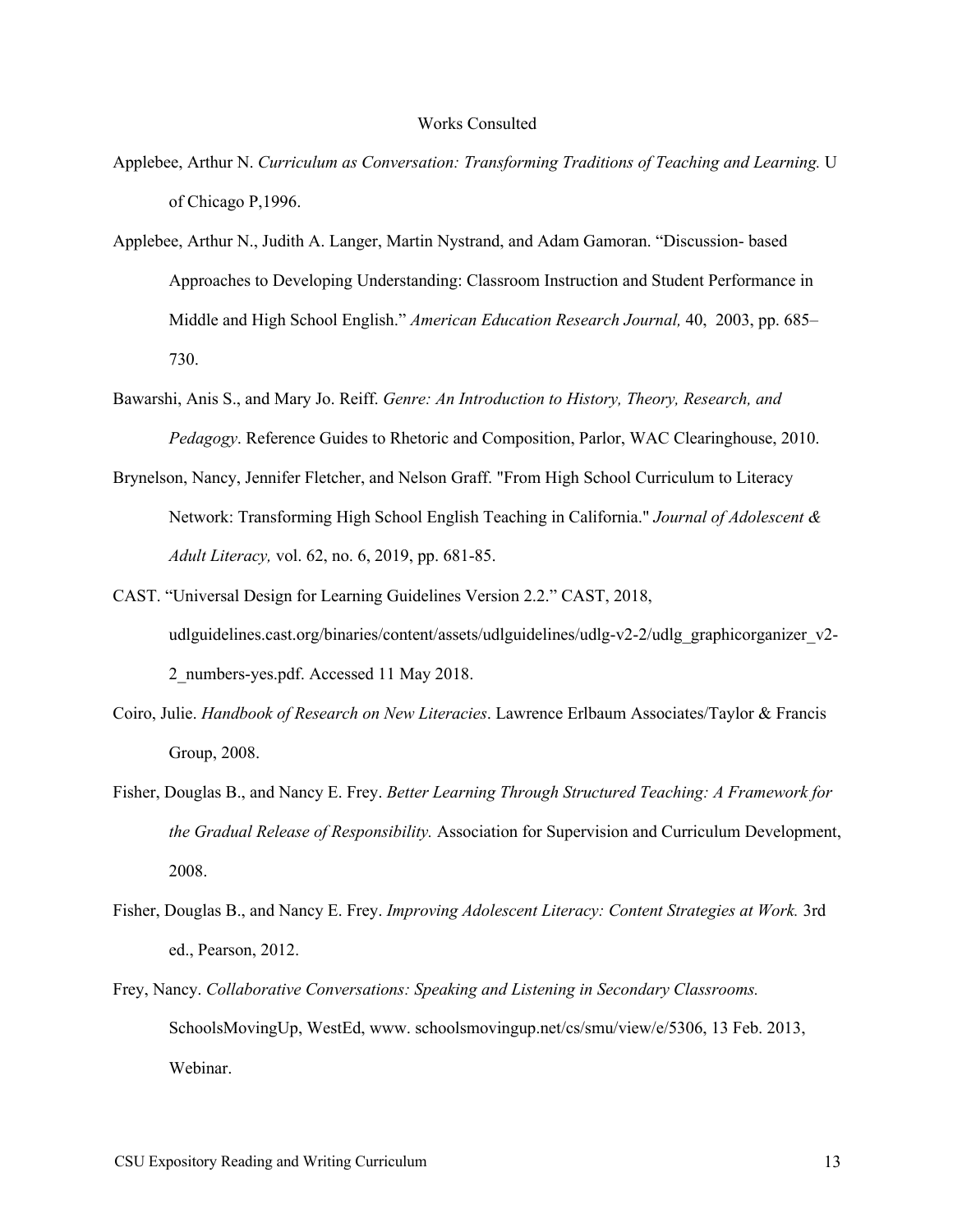# Works Consulted

Applebee, Arthur N. *Curriculum as Conversation: Transforming Traditions of Teaching and Learning.* U of Chicago P,1996.

Applebee, Arthur N., Judith A. Langer, Martin Nystrand, and Adam Gamoran. "Discussion- based Approaches to Developing Understanding: Classroom Instruction and Student Performance in Middle and High School English." *American Education Research Journal,* 40, 2003, pp. 685–730.

Bawarshi, Anis S., and Mary Jo. Reiff. *Genre: An Introduction to History, Theory, Research, and Pedagogy*. Reference Guides to Rhetoric and Composition, Parlor, WAC Clearinghouse, 2010.

Brynelson, Nancy, Jennifer Fletcher, and Nelson Graff. "From High School Curriculum to Literacy Network: Transforming High School English Teaching in California." *Journal of Adolescent & Adult Literacy,* vol. 62, no. 6, 2019, pp. 681-85.

CAST. "Universal Design for Learning Guidelines Version 2.2." CAST, 2018, udlguidelines.cast.org/binaries/content/assets/udlguidelines/udlg-v2-2/udlg_graphicorganizer_v2-2_numbers-yes.pdf. Accessed 11 May 2018.

Coiro, Julie. *Handbook of Research on New Literacies*. Lawrence Erlbaum Associates/Taylor & Francis Group, 2008.

Fisher, Douglas B., and Nancy E. Frey. *Better Learning Through Structured Teaching: A Framework for the Gradual Release of Responsibility.* Association for Supervision and Curriculum Development, 2008.

Fisher, Douglas B., and Nancy E. Frey. *Improving Adolescent Literacy: Content Strategies at Work.* 3rd ed., Pearson, 2012.

Frey, Nancy. *Collaborative Conversations: Speaking and Listening in Secondary Classrooms.* SchoolsMovingUp, WestEd, www. schoolsmovingup.net/cs/smu/view/e/5306, 13 Feb. 2013, Webinar.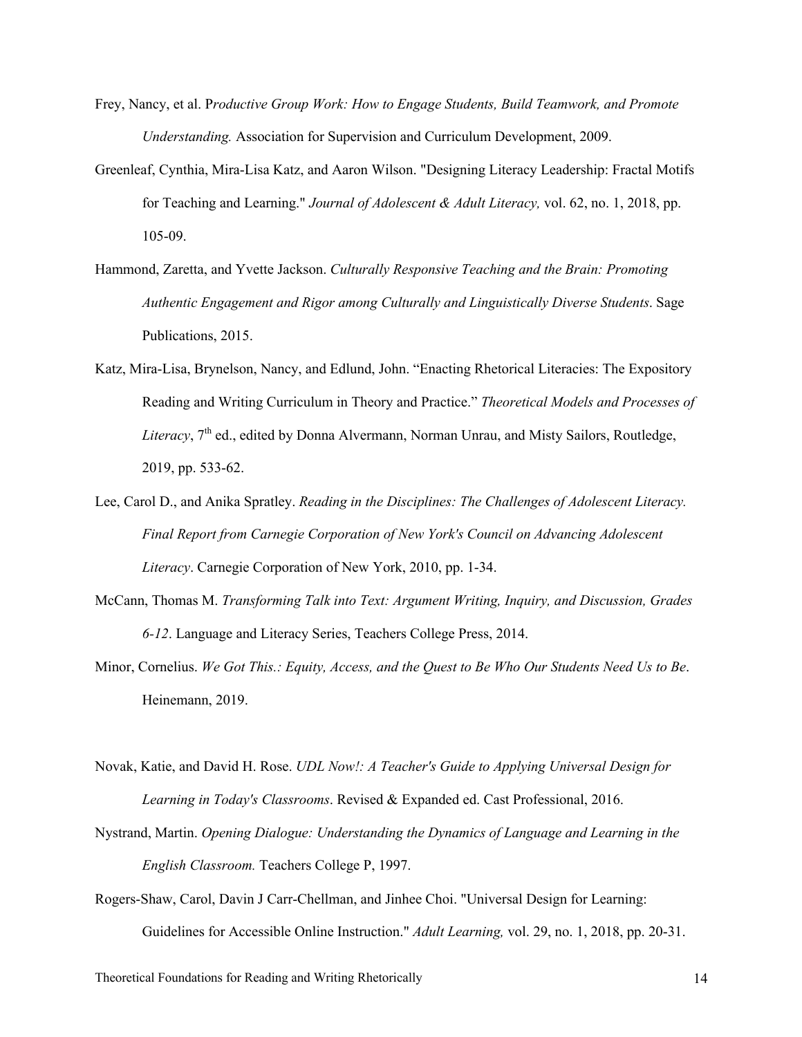Frey, Nancy, et al. P*roductive Group Work: How to Engage Students, Build Teamwork, and Promote Understanding.* Association for Supervision and Curriculum Development, 2009.

Greenleaf, Cynthia, Mira-Lisa Katz, and Aaron Wilson. "Designing Literacy Leadership: Fractal Motifs for Teaching and Learning." *Journal of Adolescent & Adult Literacy,* vol. 62, no. 1, 2018, pp. 105-09.

Hammond, Zaretta, and Yvette Jackson. *Culturally Responsive Teaching and the Brain: Promoting Authentic Engagement and Rigor among Culturally and Linguistically Diverse Students*. Sage Publications, 2015.

Katz, Mira-Lisa, Brynelson, Nancy, and Edlund, John. "Enacting Rhetorical Literacies: The Expository Reading and Writing Curriculum in Theory and Practice." *Theoretical Models and Processes of Literacy*, 7th ed., edited by Donna Alvermann, Norman Unrau, and Misty Sailors, Routledge, 2019, pp. 533-62.

Lee, Carol D., and Anika Spratley. *Reading in the Disciplines: The Challenges of Adolescent Literacy. Final Report from Carnegie Corporation of New York's Council on Advancing Adolescent Literacy*. Carnegie Corporation of New York, 2010, pp. 1-34.

McCann, Thomas M. *Transforming Talk into Text: Argument Writing, Inquiry, and Discussion, Grades 6-12*. Language and Literacy Series, Teachers College Press, 2014.

Minor, Cornelius. *We Got This.: Equity, Access, and the Quest to Be Who Our Students Need Us to Be*. Heinemann, 2019.

Novak, Katie, and David H. Rose. *UDL Now!: A Teacher's Guide to Applying Universal Design for Learning in Today's Classrooms*. Revised & Expanded ed. Cast Professional, 2016.

Nystrand, Martin. *Opening Dialogue: Understanding the Dynamics of Language and Learning in the English Classroom.* Teachers College P, 1997.

Rogers-Shaw, Carol, Davin J Carr-Chellman, and Jinhee Choi. "Universal Design for Learning: Guidelines for Accessible Online Instruction." *Adult Learning,* vol. 29, no. 1, 2018, pp. 20-31.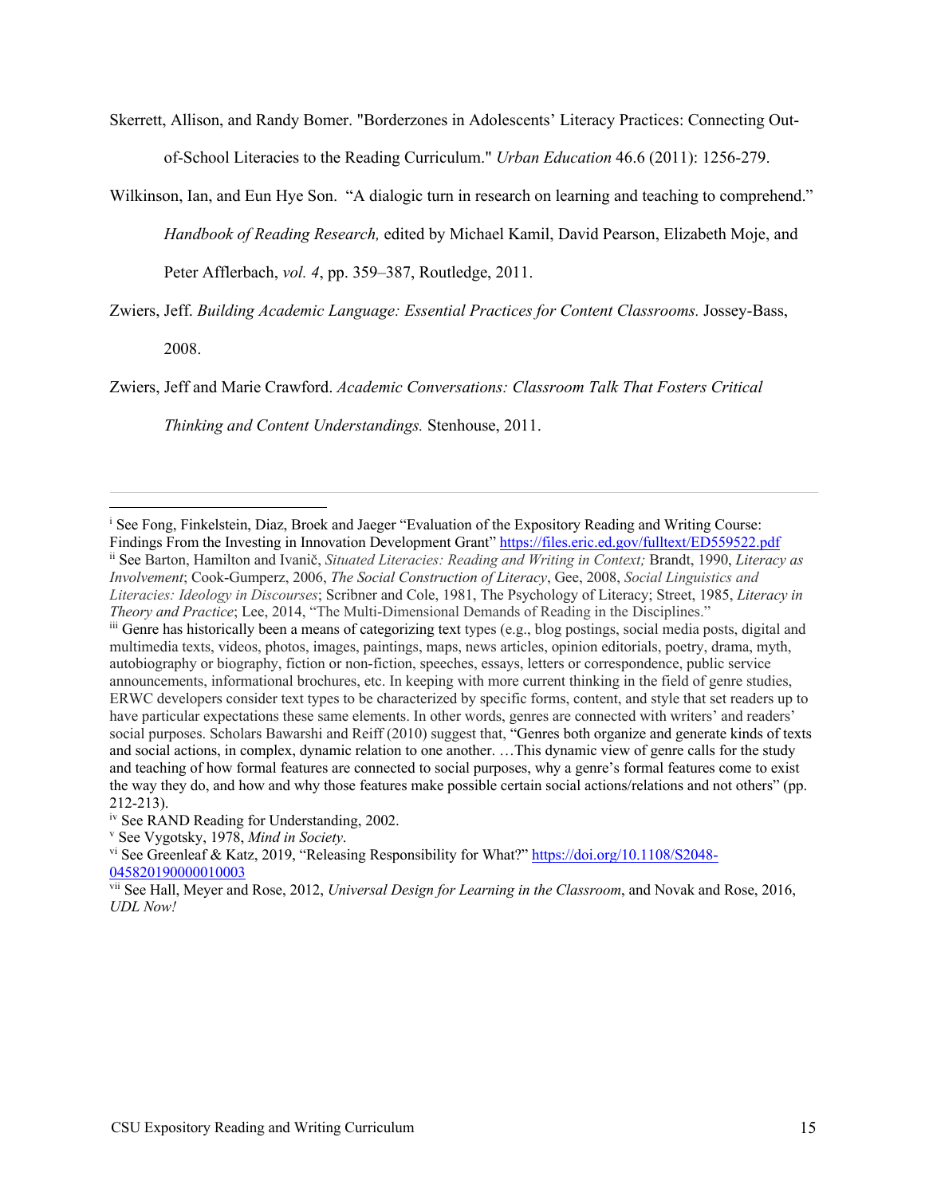Skerrett, Allison, and Randy Bomer. "Borderzones in Adolescents' Literacy Practices: Connecting Out-of-School Literacies to the Reading Curriculum." *Urban Education* 46.6 (2011): 1256-279.

Wilkinson, Ian, and Eun Hye Son. "A dialogic turn in research on learning and teaching to comprehend." *Handbook of Reading Research,* edited by Michael Kamil, David Pearson, Elizabeth Moje, and Peter Afflerbach, *vol. 4*, pp. 359–387, Routledge, 2011.

Zwiers, Jeff. *Building Academic Language: Essential Practices for Content Classrooms.* Jossey-Bass, 2008.

Zwiers, Jeff and Marie Crawford. *Academic Conversations: Classroom Talk That Fosters Critical Thinking and Content Understandings.* Stenhouse, 2011.

---

[i] See Fong, Finkelstein, Diaz, Broek and Jaeger "Evaluation of the Expository Reading and Writing Course: Findings From the Investing in Innovation Development Grant" https://files.eric.ed.gov/fulltext/ED559522.pdf

[ii] See Barton, Hamilton and Ivanič, *Situated Literacies: Reading and Writing in Context;* Brandt, 1990, *Literacy as Involvement*; Cook-Gumperz, 2006, *The Social Construction of Literacy*, Gee, 2008, *Social Linguistics and Literacies: Ideology in Discourses*; Scribner and Cole, 1981, The Psychology of Literacy; Street, 1985, *Literacy in Theory and Practice*; Lee, 2014, "The Multi-Dimensional Demands of Reading in the Disciplines."

[iii] Genre has historically been a means of categorizing text types (e.g., blog postings, social media posts, digital and multimedia texts, videos, photos, images, paintings, maps, news articles, opinion editorials, poetry, drama, myth, autobiography or biography, fiction or non-fiction, speeches, essays, letters or correspondence, public service announcements, informational brochures, etc. In keeping with more current thinking in the field of genre studies, ERWC developers consider text types to be characterized by specific forms, content, and style that set readers up to have particular expectations these same elements. In other words, genres are connected with writers' and readers' social purposes. Scholars Bawarshi and Reiff (2010) suggest that, "Genres both organize and generate kinds of texts and social actions, in complex, dynamic relation to one another. …This dynamic view of genre calls for the study and teaching of how formal features are connected to social purposes, why a genre's formal features come to exist the way they do, and how and why those features make possible certain social actions/relations and not others" (pp. 212-213).

[iv] See RAND Reading for Understanding, 2002.

[v] See Vygotsky, 1978, *Mind in Society*.

[vi] See Greenleaf & Katz, 2019, "Releasing Responsibility for What?" https://doi.org/10.1108/S2048-045820190000010003

[vii] See Hall, Meyer and Rose, 2012, *Universal Design for Learning in the Classroom*, and Novak and Rose, 2016, *UDL Now!*